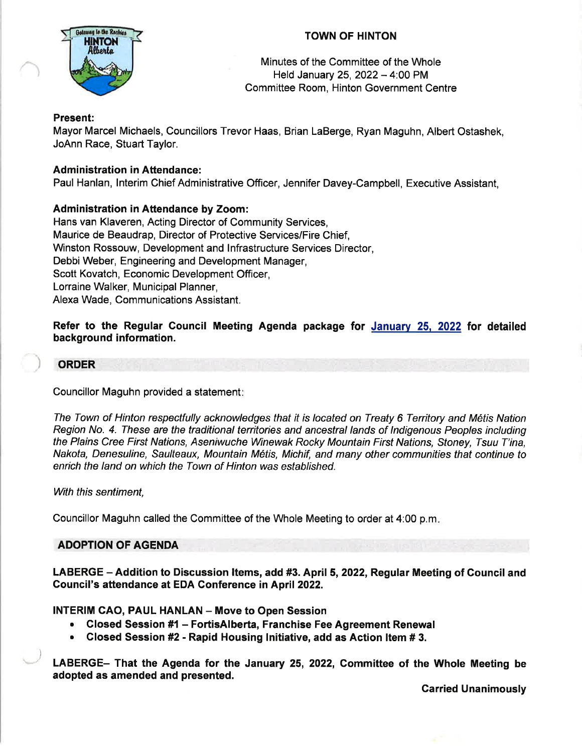# TOWN OF HINTON

Minutes of the Committee of the Whole
Held January 25, 2022 – 4:00 PM
Committee Room, Hinton Government Centre

**Present:**
Mayor Marcel Michaels, Councillors Trevor Haas, Brian LaBerge, Ryan Maguhn, Albert Ostashek, JoAnn Race, Stuart Taylor.

**Administration in Attendance:**
Paul Hanlan, Interim Chief Administrative Officer, Jennifer Davey-Campbell, Executive Assistant,

**Administration in Attendance by Zoom:**
Hans van Klaveren, Acting Director of Community Services,
Maurice de Beaudrap, Director of Protective Services/Fire Chief,
Winston Rossouw, Development and Infrastructure Services Director,
Debbi Weber, Engineering and Development Manager,
Scott Kovatch, Economic Development Officer,
Lorraine Walker, Municipal Planner,
Alexa Wade, Communications Assistant.

**Refer to the Regular Council Meeting Agenda package for January 25, 2022 for detailed background information.**

## ORDER

Councillor Maguhn provided a statement:

*The Town of Hinton respectfully acknowledges that it is located on Treaty 6 Territory and Métis Nation Region No. 4. These are the traditional territories and ancestral lands of Indigenous Peoples including the Plains Cree First Nations, Aseniwuche Winewak Rocky Mountain First Nations, Stoney, Tsuu T'ina, Nakota, Denesuline, Saulteaux, Mountain Métis, Michif, and many other communities that continue to enrich the land on which the Town of Hinton was established.*

*With this sentiment,*

Councillor Maguhn called the Committee of the Whole Meeting to order at 4:00 p.m.

## ADOPTION OF AGENDA

**LABERGE – Addition to Discussion Items, add #3. April 5, 2022, Regular Meeting of Council and Council's attendance at EDA Conference in April 2022.**

**INTERIM CAO, PAUL HANLAN – Move to Open Session**

- **Closed Session #1 – FortisAlberta, Franchise Fee Agreement Renewal**
- **Closed Session #2 - Rapid Housing Initiative, add as Action Item # 3.**

**LABERGE– That the Agenda for the January 25, 2022, Committee of the Whole Meeting be adopted as amended and presented.**

**Carried Unanimously**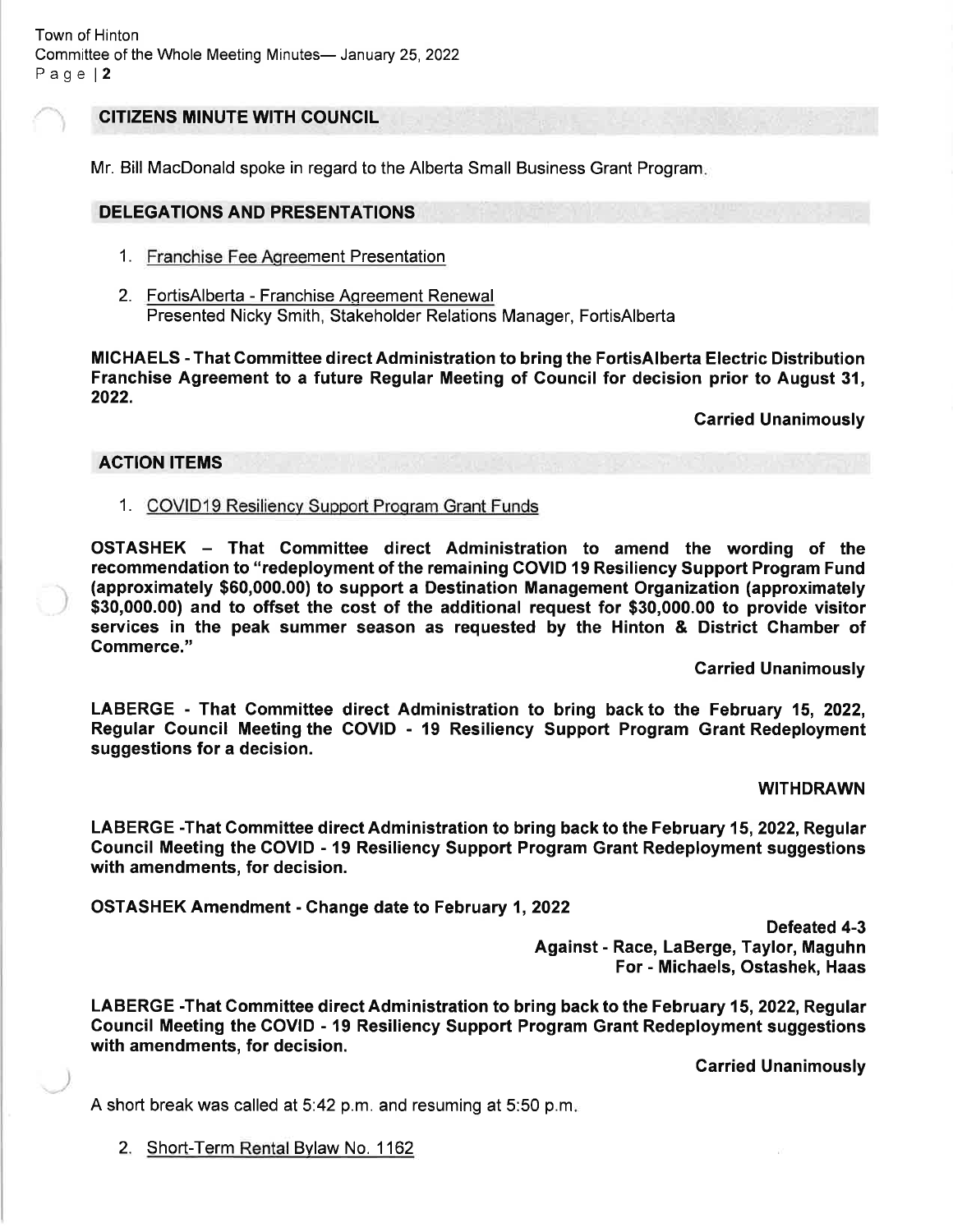## CITIZENS MINUTE WITH COUNCIL

Mr. Bill MacDonald spoke in regard to the Alberta Small Business Grant Program.

## DELEGATIONS AND PRESENTATIONS

1. Franchise Fee Agreement Presentation

2. FortisAlberta - Franchise Agreement Renewal
   Presented Nicky Smith, Stakeholder Relations Manager, FortisAlberta

**MICHAELS - That Committee direct Administration to bring the FortisAlberta Electric Distribution Franchise Agreement to a future Regular Meeting of Council for decision prior to August 31, 2022.**

**Carried Unanimously**

## ACTION ITEMS

1. COVID19 Resiliency Support Program Grant Funds

**OSTASHEK – That Committee direct Administration to amend the wording of the recommendation to "redeployment of the remaining COVID 19 Resiliency Support Program Fund (approximately $60,000.00) to support a Destination Management Organization (approximately $30,000.00) and to offset the cost of the additional request for $30,000.00 to provide visitor services in the peak summer season as requested by the Hinton & District Chamber of Commerce."**

**Carried Unanimously**

**LABERGE - That Committee direct Administration to bring back to the February 15, 2022, Regular Council Meeting the COVID - 19 Resiliency Support Program Grant Redeployment suggestions for a decision.**

**WITHDRAWN**

**LABERGE -That Committee direct Administration to bring back to the February 15, 2022, Regular Council Meeting the COVID - 19 Resiliency Support Program Grant Redeployment suggestions with amendments, for decision.**

**OSTASHEK Amendment - Change date to February 1, 2022**

**Defeated 4-3**
**Against - Race, LaBerge, Taylor, Maguhn**
**For - Michaels, Ostashek, Haas**

**LABERGE -That Committee direct Administration to bring back to the February 15, 2022, Regular Council Meeting the COVID - 19 Resiliency Support Program Grant Redeployment suggestions with amendments, for decision.**

**Carried Unanimously**

A short break was called at 5:42 p.m. and resuming at 5:50 p.m.

2. Short-Term Rental Bylaw No. 1162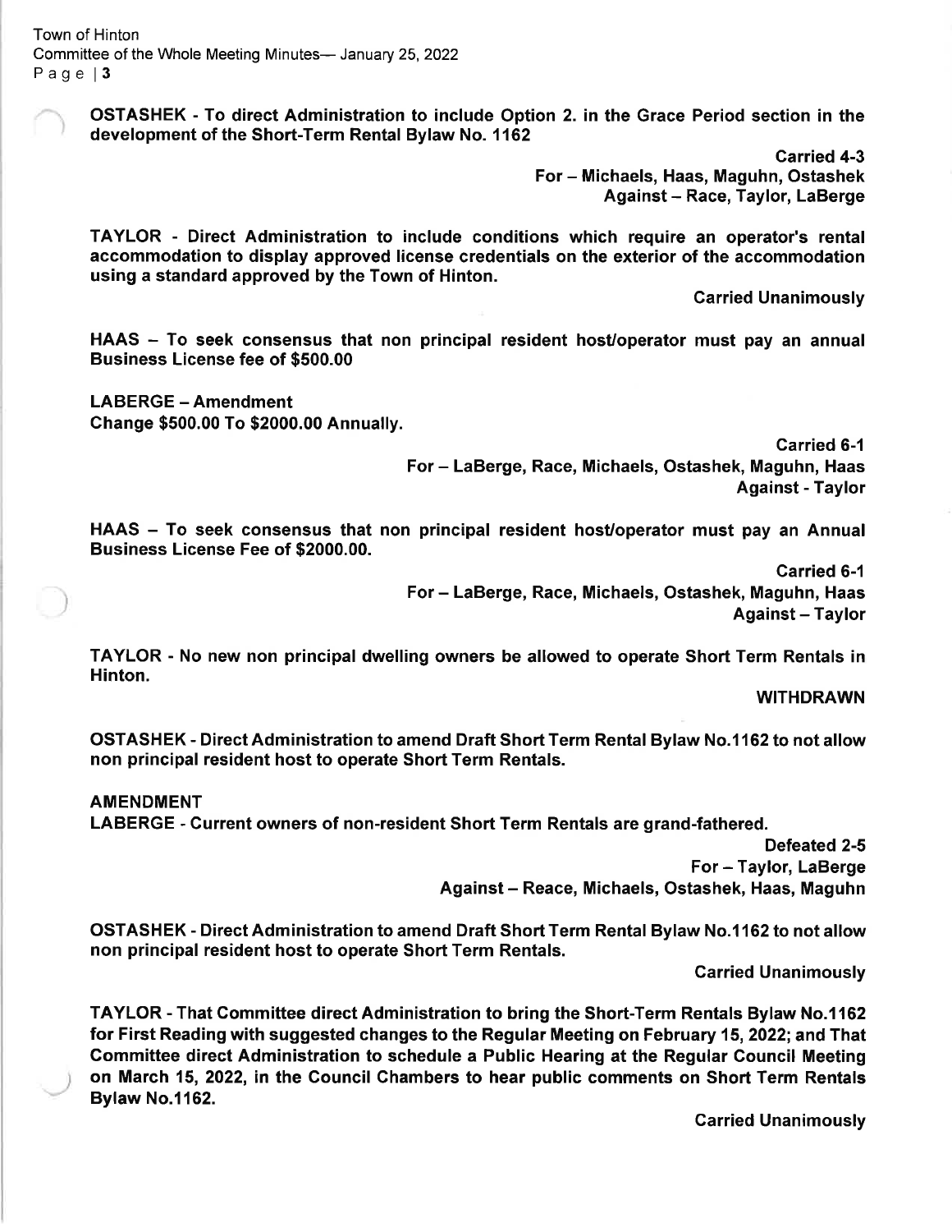**OSTASHEK - To direct Administration to include Option 2. in the Grace Period section in the development of the Short-Term Rental Bylaw No. 1162**

**Carried 4-3**
**For – Michaels, Haas, Maguhn, Ostashek**
**Against – Race, Taylor, LaBerge**

**TAYLOR - Direct Administration to include conditions which require an operator's rental accommodation to display approved license credentials on the exterior of the accommodation using a standard approved by the Town of Hinton.**

**Carried Unanimously**

**HAAS – To seek consensus that non principal resident host/operator must pay an annual Business License fee of $500.00**

**LABERGE – Amendment**
**Change $500.00 To $2000.00 Annually.**

**Carried 6-1**
**For – LaBerge, Race, Michaels, Ostashek, Maguhn, Haas**
**Against - Taylor**

**HAAS – To seek consensus that non principal resident host/operator must pay an Annual Business License Fee of $2000.00.**

**Carried 6-1**
**For – LaBerge, Race, Michaels, Ostashek, Maguhn, Haas**
**Against – Taylor**

**TAYLOR - No new non principal dwelling owners be allowed to operate Short Term Rentals in Hinton.**

**WITHDRAWN**

**OSTASHEK - Direct Administration to amend Draft Short Term Rental Bylaw No.1162 to not allow non principal resident host to operate Short Term Rentals.**

**AMENDMENT**
**LABERGE - Current owners of non-resident Short Term Rentals are grand-fathered.**

**Defeated 2-5**
**For – Taylor, LaBerge**
**Against – Reace, Michaels, Ostashek, Haas, Maguhn**

**OSTASHEK - Direct Administration to amend Draft Short Term Rental Bylaw No.1162 to not allow non principal resident host to operate Short Term Rentals.**

**Carried Unanimously**

**TAYLOR - That Committee direct Administration to bring the Short-Term Rentals Bylaw No.1162 for First Reading with suggested changes to the Regular Meeting on February 15, 2022; and That Committee direct Administration to schedule a Public Hearing at the Regular Council Meeting on March 15, 2022, in the Council Chambers to hear public comments on Short Term Rentals Bylaw No.1162.**

**Carried Unanimously**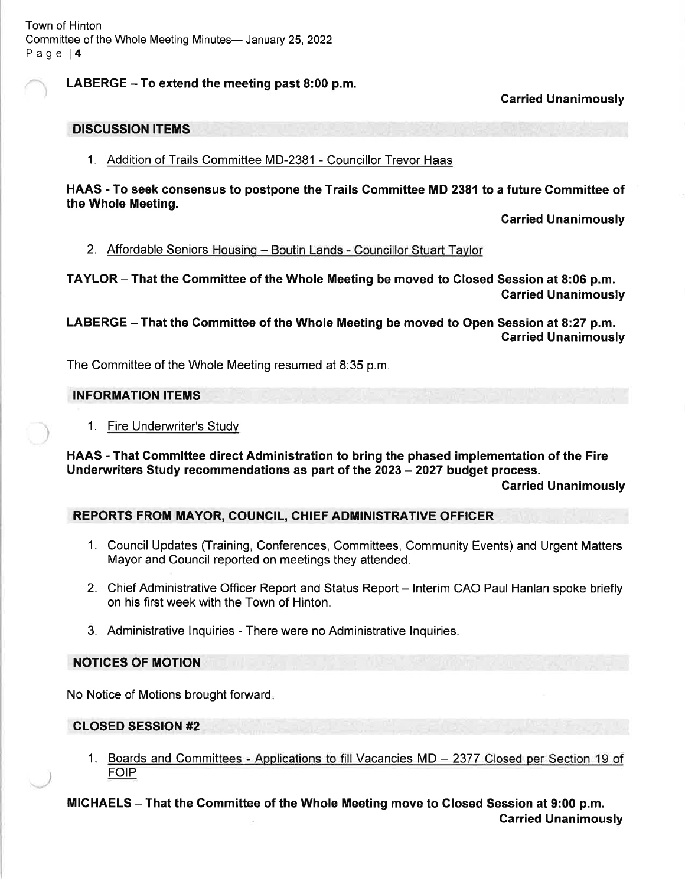**LABERGE – To extend the meeting past 8:00 p.m.**

**Carried Unanimously**

## DISCUSSION ITEMS

1. Addition of Trails Committee MD-2381 - Councillor Trevor Haas

**HAAS - To seek consensus to postpone the Trails Committee MD 2381 to a future Committee of the Whole Meeting.**

**Carried Unanimously**

2. Affordable Seniors Housing – Boutin Lands - Councillor Stuart Taylor

**TAYLOR – That the Committee of the Whole Meeting be moved to Closed Session at 8:06 p.m.**

**Carried Unanimously**

**LABERGE – That the Committee of the Whole Meeting be moved to Open Session at 8:27 p.m.**

**Carried Unanimously**

The Committee of the Whole Meeting resumed at 8:35 p.m.

## INFORMATION ITEMS

1. Fire Underwriter's Study

**HAAS - That Committee direct Administration to bring the phased implementation of the Fire Underwriters Study recommendations as part of the 2023 – 2027 budget process.**

**Carried Unanimously**

## REPORTS FROM MAYOR, COUNCIL, CHIEF ADMINISTRATIVE OFFICER

1. Council Updates (Training, Conferences, Committees, Community Events) and Urgent Matters Mayor and Council reported on meetings they attended.
2. Chief Administrative Officer Report and Status Report – Interim CAO Paul Hanlan spoke briefly on his first week with the Town of Hinton.
3. Administrative Inquiries - There were no Administrative Inquiries.

## NOTICES OF MOTION

No Notice of Motions brought forward.

## CLOSED SESSION #2

1. Boards and Committees - Applications to fill Vacancies MD – 2377 Closed per Section 19 of FOIP

**MICHAELS – That the Committee of the Whole Meeting move to Closed Session at 9:00 p.m.**

**Carried Unanimously**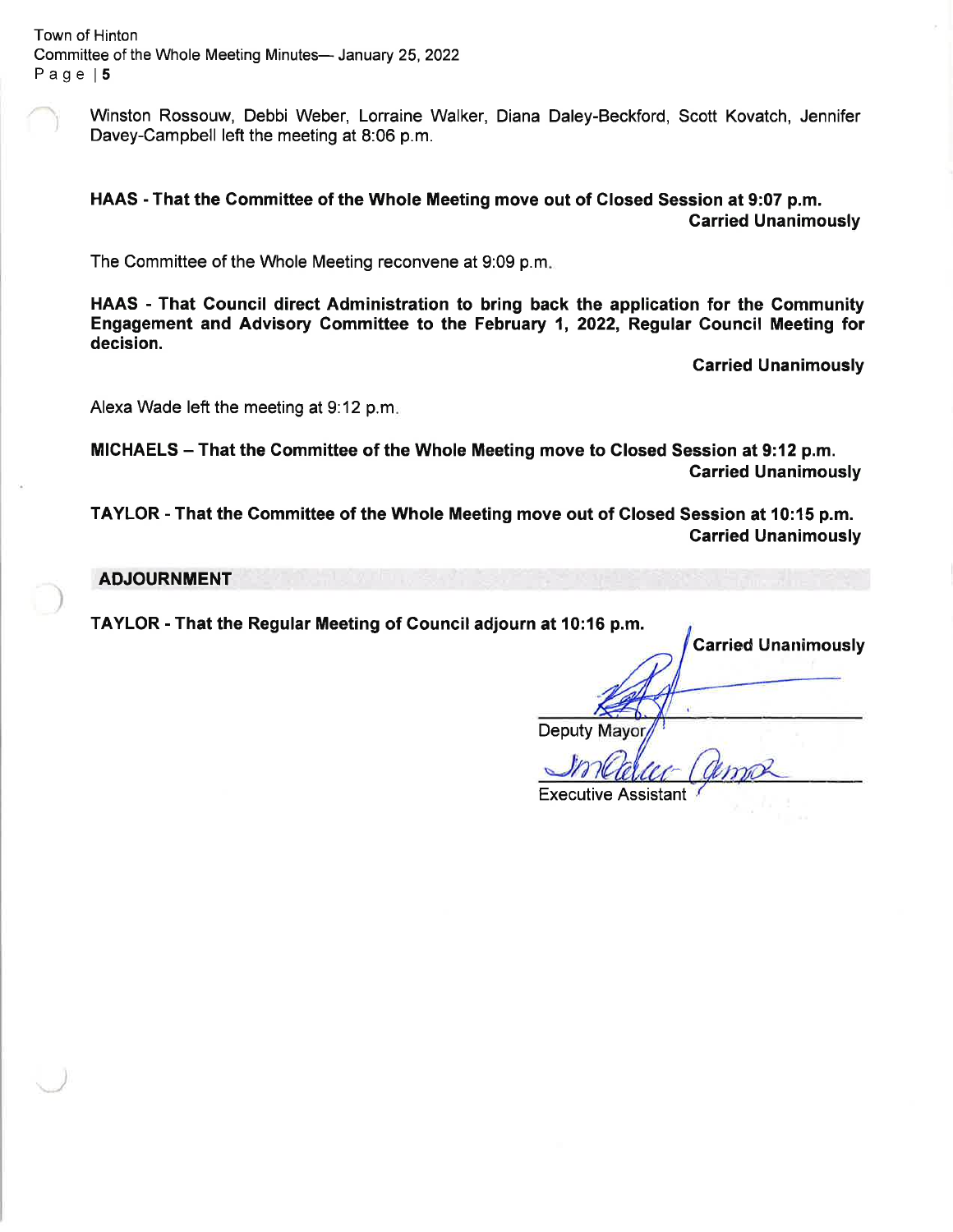Winston Rossouw, Debbi Weber, Lorraine Walker, Diana Daley-Beckford, Scott Kovatch, Jennifer Davey-Campbell left the meeting at 8:06 p.m.

**HAAS - That the Committee of the Whole Meeting move out of Closed Session at 9:07 p.m.**
**Carried Unanimously**

The Committee of the Whole Meeting reconvene at 9:09 p.m.

**HAAS - That Council direct Administration to bring back the application for the Community Engagement and Advisory Committee to the February 1, 2022, Regular Council Meeting for decision.**
**Carried Unanimously**

Alexa Wade left the meeting at 9:12 p.m.

**MICHAELS – That the Committee of the Whole Meeting move to Closed Session at 9:12 p.m.**
**Carried Unanimously**

**TAYLOR - That the Committee of the Whole Meeting move out of Closed Session at 10:15 p.m.**
**Carried Unanimously**

## ADJOURNMENT

**TAYLOR - That the Regular Meeting of Council adjourn at 10:16 p.m.**
**Carried Unanimously**

Deputy Mayor

Executive Assistant